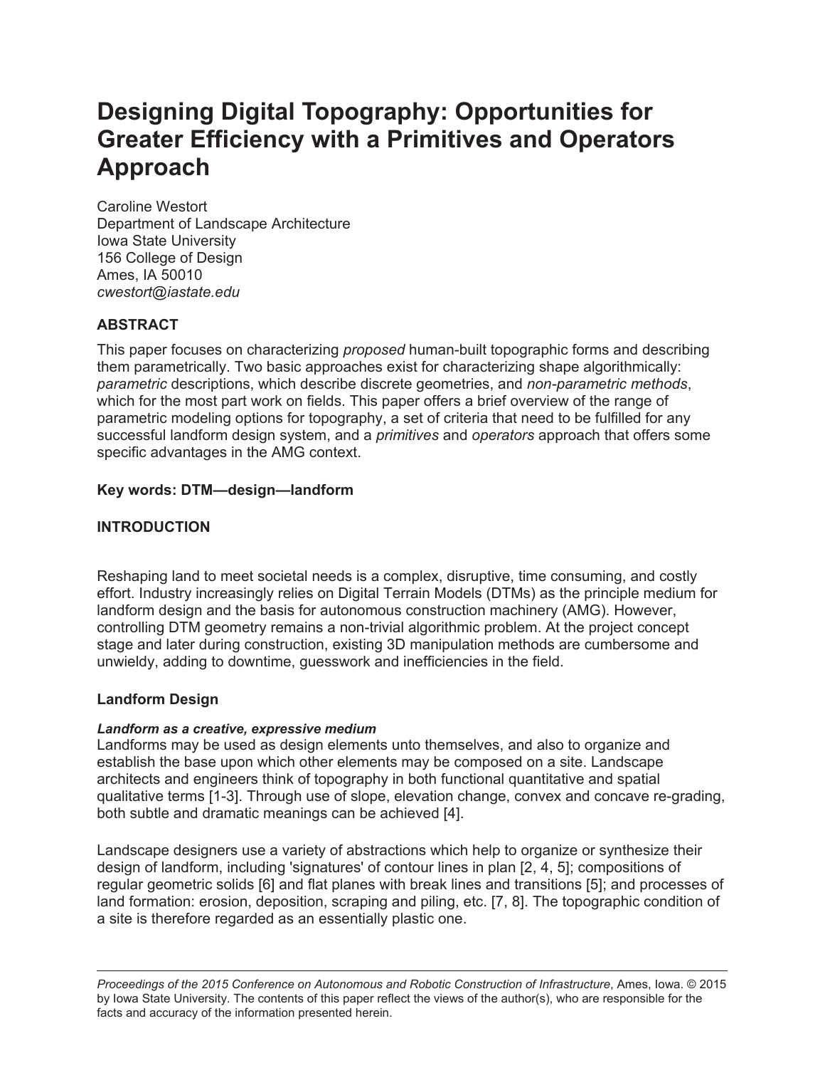# Designing Digital Topography: Opportunities for Greater Efficiency with a Primitives and Operators Approach

Caroline Westort
Department of Landscape Architecture
Iowa State University
156 College of Design
Ames, IA 50010
*cwestort@iastate.edu*

## ABSTRACT

This paper focuses on characterizing *proposed* human-built topographic forms and describing them parametrically. Two basic approaches exist for characterizing shape algorithmically: *parametric* descriptions, which describe discrete geometries, and *non-parametric methods*, which for the most part work on fields. This paper offers a brief overview of the range of parametric modeling options for topography, a set of criteria that need to be fulfilled for any successful landform design system, and a *primitives* and *operators* approach that offers some specific advantages in the AMG context.

**Key words: DTM—design—landform**

## INTRODUCTION

Reshaping land to meet societal needs is a complex, disruptive, time consuming, and costly effort. Industry increasingly relies on Digital Terrain Models (DTMs) as the principle medium for landform design and the basis for autonomous construction machinery (AMG). However, controlling DTM geometry remains a non-trivial algorithmic problem. At the project concept stage and later during construction, existing 3D manipulation methods are cumbersome and unwieldy, adding to downtime, guesswork and inefficiencies in the field.

### Landform Design

#### *Landform as a creative, expressive medium*

Landforms may be used as design elements unto themselves, and also to organize and establish the base upon which other elements may be composed on a site. Landscape architects and engineers think of topography in both functional quantitative and spatial qualitative terms [1-3]. Through use of slope, elevation change, convex and concave re-grading, both subtle and dramatic meanings can be achieved [4].

Landscape designers use a variety of abstractions which help to organize or synthesize their design of landform, including 'signatures' of contour lines in plan [2, 4, 5]; compositions of regular geometric solids [6] and flat planes with break lines and transitions [5]; and processes of land formation: erosion, deposition, scraping and piling, etc. [7, 8]. The topographic condition of a site is therefore regarded as an essentially plastic one.

*Proceedings of the 2015 Conference on Autonomous and Robotic Construction of Infrastructure*, Ames, Iowa. © 2015 by Iowa State University. The contents of this paper reflect the views of the author(s), who are responsible for the facts and accuracy of the information presented herein.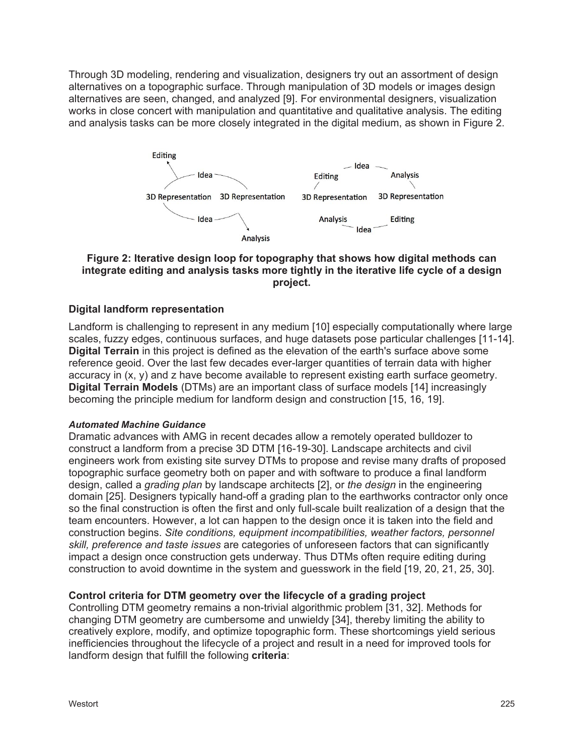Through 3D modeling, rendering and visualization, designers try out an assortment of design alternatives on a topographic surface. Through manipulation of 3D models or images design alternatives are seen, changed, and analyzed [9]. For environmental designers, visualization works in close concert with manipulation and quantitative and qualitative analysis. The editing and analysis tasks can be more closely integrated in the digital medium, as shown in Figure 2.

**Figure 2: Iterative design loop for topography that shows how digital methods can integrate editing and analysis tasks more tightly in the iterative life cycle of a design project.**

### Digital landform representation

Landform is challenging to represent in any medium [10] especially computationally where large scales, fuzzy edges, continuous surfaces, and huge datasets pose particular challenges [11-14]. **Digital Terrain** in this project is defined as the elevation of the earth's surface above some reference geoid. Over the last few decades ever-larger quantities of terrain data with higher accuracy in (x, y) and z have become available to represent existing earth surface geometry. **Digital Terrain Models** (DTMs) are an important class of surface models [14] increasingly becoming the principle medium for landform design and construction [15, 16, 19].

#### *Automated Machine Guidance*

Dramatic advances with AMG in recent decades allow a remotely operated bulldozer to construct a landform from a precise 3D DTM [16-19-30]. Landscape architects and civil engineers work from existing site survey DTMs to propose and revise many drafts of proposed topographic surface geometry both on paper and with software to produce a final landform design, called a *grading plan* by landscape architects [2], or *the design* in the engineering domain [25]. Designers typically hand-off a grading plan to the earthworks contractor only once so the final construction is often the first and only full-scale built realization of a design that the team encounters. However, a lot can happen to the design once it is taken into the field and construction begins. *Site conditions, equipment incompatibilities, weather factors, personnel skill, preference and taste issues* are categories of unforeseen factors that can significantly impact a design once construction gets underway. Thus DTMs often require editing during construction to avoid downtime in the system and guesswork in the field [19, 20, 21, 25, 30].

### Control criteria for DTM geometry over the lifecycle of a grading project

Controlling DTM geometry remains a non-trivial algorithmic problem [31, 32]. Methods for changing DTM geometry are cumbersome and unwieldy [34], thereby limiting the ability to creatively explore, modify, and optimize topographic form. These shortcomings yield serious inefficiencies throughout the lifecycle of a project and result in a need for improved tools for landform design that fulfill the following **criteria**: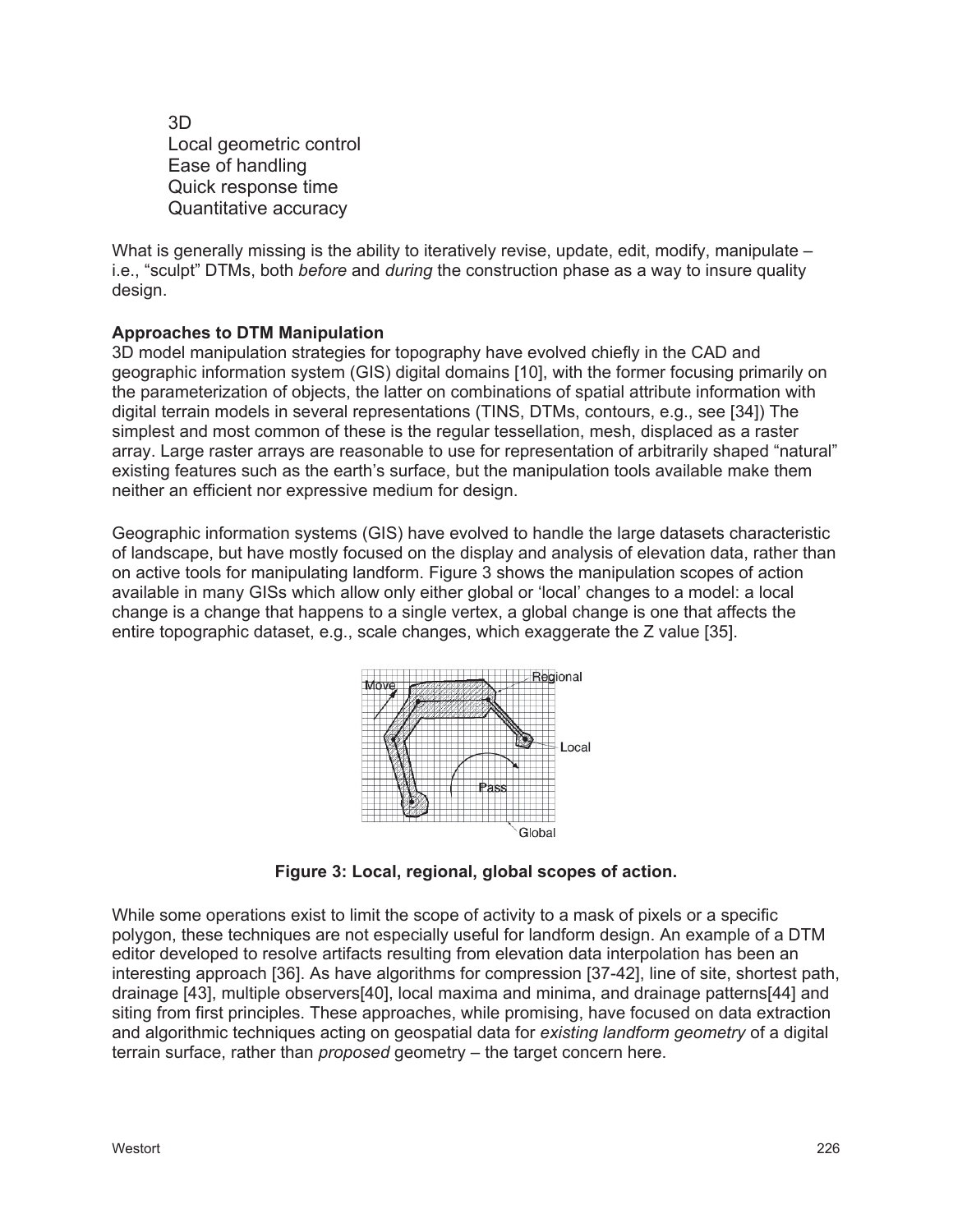3D
Local geometric control
Ease of handling
Quick response time
Quantitative accuracy

What is generally missing is the ability to iteratively revise, update, edit, modify, manipulate – i.e., "sculpt" DTMs, both *before* and *during* the construction phase as a way to insure quality design.

**Approaches to DTM Manipulation**

3D model manipulation strategies for topography have evolved chiefly in the CAD and geographic information system (GIS) digital domains [10], with the former focusing primarily on the parameterization of objects, the latter on combinations of spatial attribute information with digital terrain models in several representations (TINS, DTMs, contours, e.g., see [34]) The simplest and most common of these is the regular tessellation, mesh, displaced as a raster array. Large raster arrays are reasonable to use for representation of arbitrarily shaped "natural" existing features such as the earth's surface, but the manipulation tools available make them neither an efficient nor expressive medium for design.

Geographic information systems (GIS) have evolved to handle the large datasets characteristic of landscape, but have mostly focused on the display and analysis of elevation data, rather than on active tools for manipulating landform. Figure 3 shows the manipulation scopes of action available in many GISs which allow only either global or 'local' changes to a model: a local change is a change that happens to a single vertex, a global change is one that affects the entire topographic dataset, e.g., scale changes, which exaggerate the Z value [35].

**Figure 3: Local, regional, global scopes of action.**

While some operations exist to limit the scope of activity to a mask of pixels or a specific polygon, these techniques are not especially useful for landform design. An example of a DTM editor developed to resolve artifacts resulting from elevation data interpolation has been an interesting approach [36]. As have algorithms for compression [37-42], line of site, shortest path, drainage [43], multiple observers[40], local maxima and minima, and drainage patterns[44] and siting from first principles. These approaches, while promising, have focused on data extraction and algorithmic techniques acting on geospatial data for *existing landform geometry* of a digital terrain surface, rather than *proposed* geometry – the target concern here.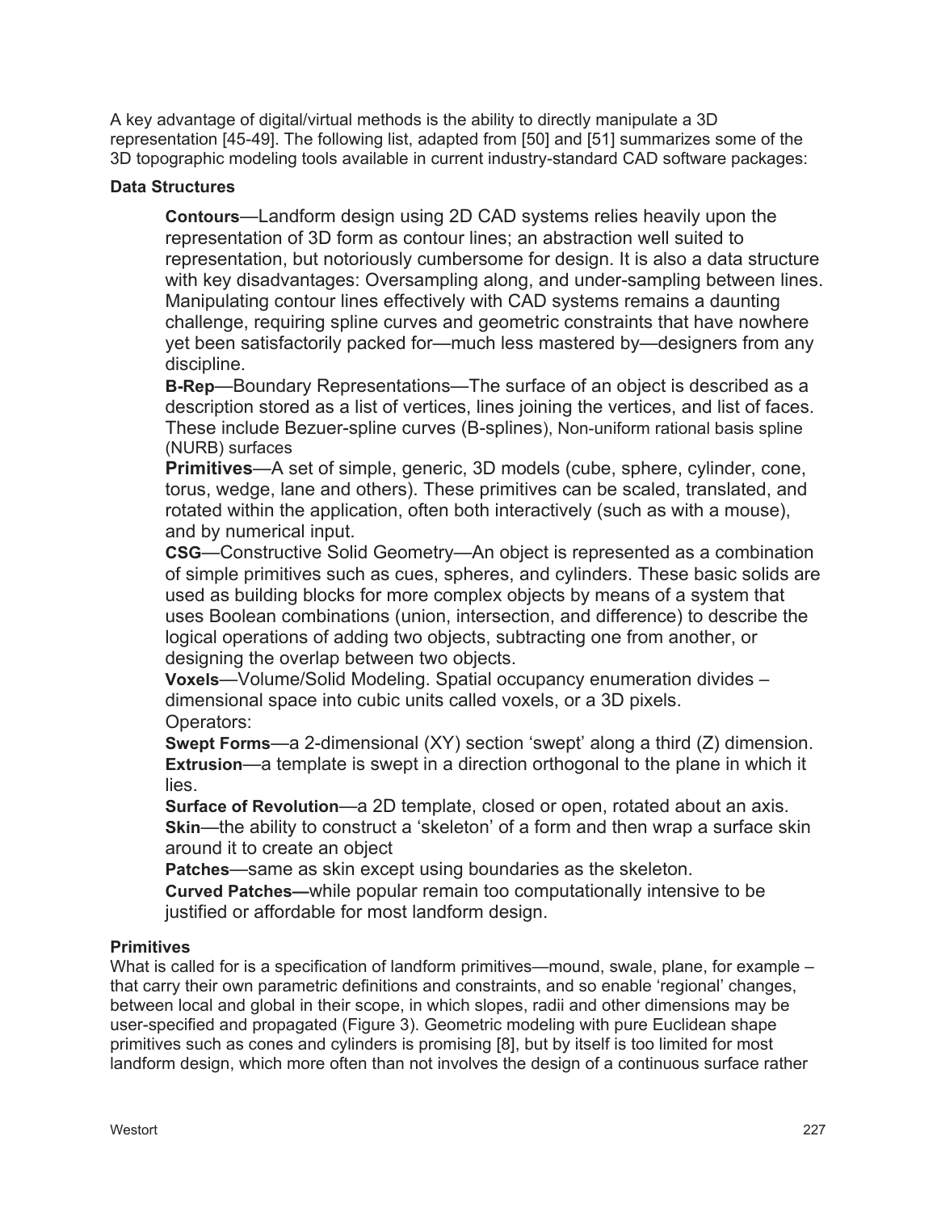A key advantage of digital/virtual methods is the ability to directly manipulate a 3D representation [45-49]. The following list, adapted from [50] and [51] summarizes some of the 3D topographic modeling tools available in current industry-standard CAD software packages:

**Data Structures**

**Contours**—Landform design using 2D CAD systems relies heavily upon the representation of 3D form as contour lines; an abstraction well suited to representation, but notoriously cumbersome for design. It is also a data structure with key disadvantages: Oversampling along, and under-sampling between lines. Manipulating contour lines effectively with CAD systems remains a daunting challenge, requiring spline curves and geometric constraints that have nowhere yet been satisfactorily packed for—much less mastered by—designers from any discipline.

**B-Rep**—Boundary Representations—The surface of an object is described as a description stored as a list of vertices, lines joining the vertices, and list of faces. These include Bezuer-spline curves (B-splines), Non-uniform rational basis spline (NURB) surfaces

**Primitives**—A set of simple, generic, 3D models (cube, sphere, cylinder, cone, torus, wedge, lane and others). These primitives can be scaled, translated, and rotated within the application, often both interactively (such as with a mouse), and by numerical input.

**CSG**—Constructive Solid Geometry—An object is represented as a combination of simple primitives such as cues, spheres, and cylinders. These basic solids are used as building blocks for more complex objects by means of a system that uses Boolean combinations (union, intersection, and difference) to describe the logical operations of adding two objects, subtracting one from another, or designing the overlap between two objects.

**Voxels**—Volume/Solid Modeling. Spatial occupancy enumeration divides – dimensional space into cubic units called voxels, or a 3D pixels.

Operators:

**Swept Forms**—a 2-dimensional (XY) section 'swept' along a third (Z) dimension.

**Extrusion**—a template is swept in a direction orthogonal to the plane in which it lies.

**Surface of Revolution**—a 2D template, closed or open, rotated about an axis.

**Skin**—the ability to construct a 'skeleton' of a form and then wrap a surface skin around it to create an object

**Patches**—same as skin except using boundaries as the skeleton.

**Curved Patches—**while popular remain too computationally intensive to be justified or affordable for most landform design.

**Primitives**

What is called for is a specification of landform primitives—mound, swale, plane, for example – that carry their own parametric definitions and constraints, and so enable 'regional' changes, between local and global in their scope, in which slopes, radii and other dimensions may be user-specified and propagated (Figure 3). Geometric modeling with pure Euclidean shape primitives such as cones and cylinders is promising [8], but by itself is too limited for most landform design, which more often than not involves the design of a continuous surface rather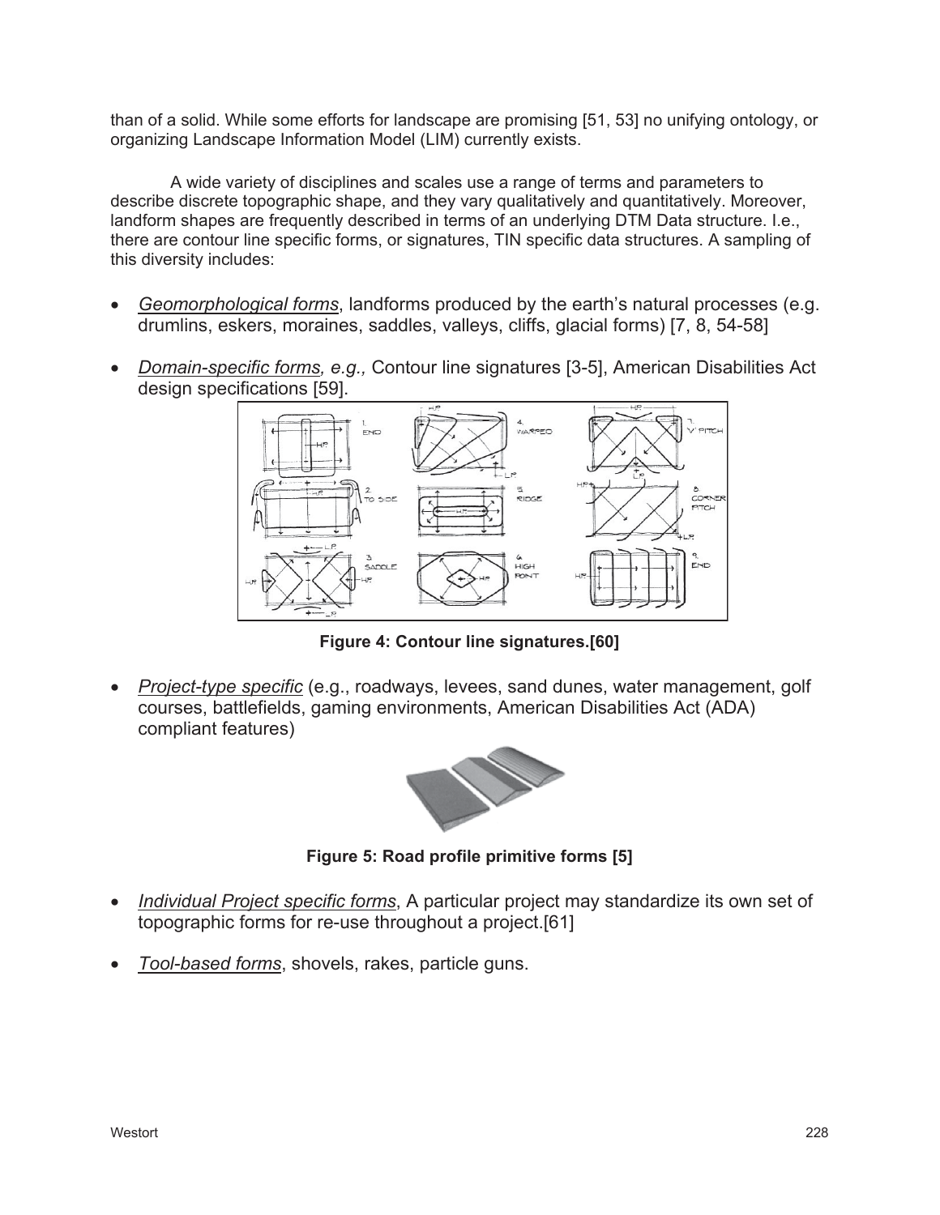than of a solid. While some efforts for landscape are promising [51, 53] no unifying ontology, or organizing Landscape Information Model (LIM) currently exists.

A wide variety of disciplines and scales use a range of terms and parameters to describe discrete topographic shape, and they vary qualitatively and quantitatively. Moreover, landform shapes are frequently described in terms of an underlying DTM Data structure. I.e., there are contour line specific forms, or signatures, TIN specific data structures. A sampling of this diversity includes:

- *Geomorphological forms*, landforms produced by the earth's natural processes (e.g. drumlins, eskers, moraines, saddles, valleys, cliffs, glacial forms) [7, 8, 54-58]
- *Domain-specific forms, e.g.,* Contour line signatures [3-5], American Disabilities Act design specifications [59].

**Figure 4: Contour line signatures.[60]**

- *Project-type specific* (e.g., roadways, levees, sand dunes, water management, golf courses, battlefields, gaming environments, American Disabilities Act (ADA) compliant features)

**Figure 5: Road profile primitive forms [5]**

- *Individual Project specific forms*, A particular project may standardize its own set of topographic forms for re-use throughout a project.[61]
- *Tool-based forms*, shovels, rakes, particle guns.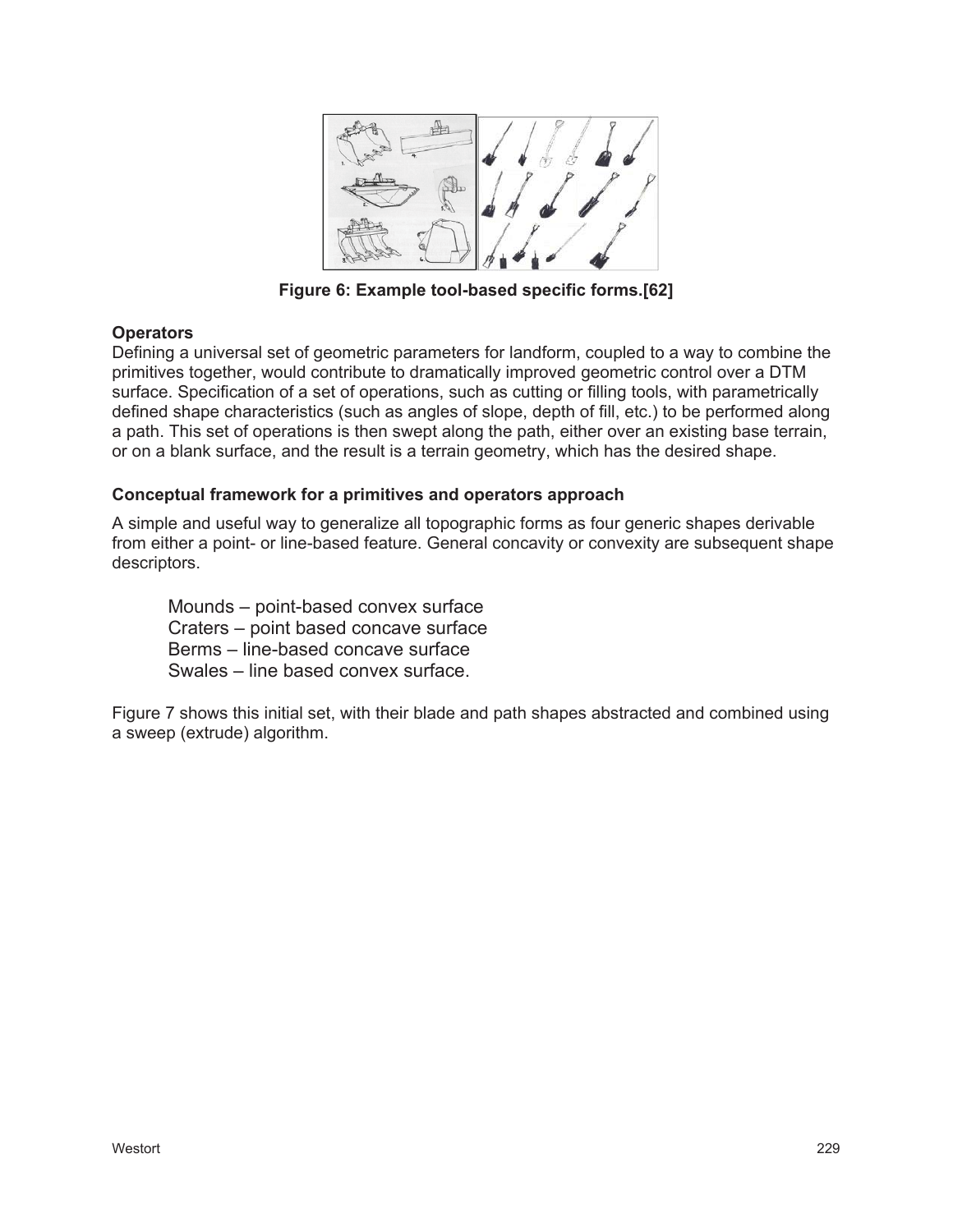Figure 6: Example tool-based specific forms.[62]

**Operators**

Defining a universal set of geometric parameters for landform, coupled to a way to combine the primitives together, would contribute to dramatically improved geometric control over a DTM surface. Specification of a set of operations, such as cutting or filling tools, with parametrically defined shape characteristics (such as angles of slope, depth of fill, etc.) to be performed along a path. This set of operations is then swept along the path, either over an existing base terrain, or on a blank surface, and the result is a terrain geometry, which has the desired shape.

**Conceptual framework for a primitives and operators approach**

A simple and useful way to generalize all topographic forms as four generic shapes derivable from either a point- or line-based feature. General concavity or convexity are subsequent shape descriptors.

Mounds – point-based convex surface
Craters – point based concave surface
Berms – line-based concave surface
Swales – line based convex surface.

Figure 7 shows this initial set, with their blade and path shapes abstracted and combined using a sweep (extrude) algorithm.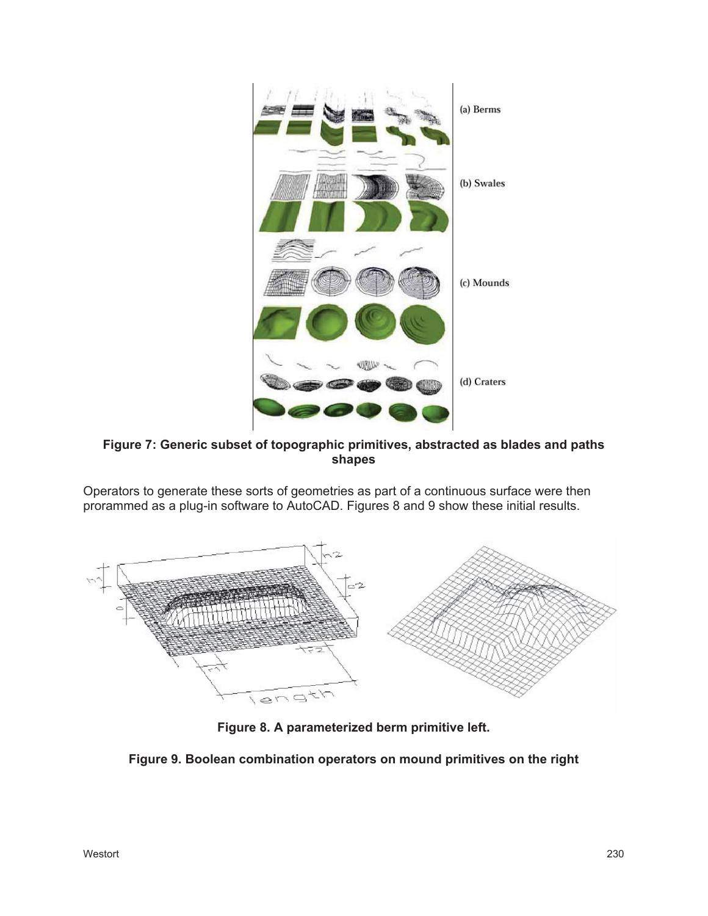**Figure 7: Generic subset of topographic primitives, abstracted as blades and paths shapes**

Operators to generate these sorts of geometries as part of a continuous surface were then prorammed as a plug-in software to AutoCAD. Figures 8 and 9 show these initial results.

**Figure 8. A parameterized berm primitive left.**

**Figure 9. Boolean combination operators on mound primitives on the right**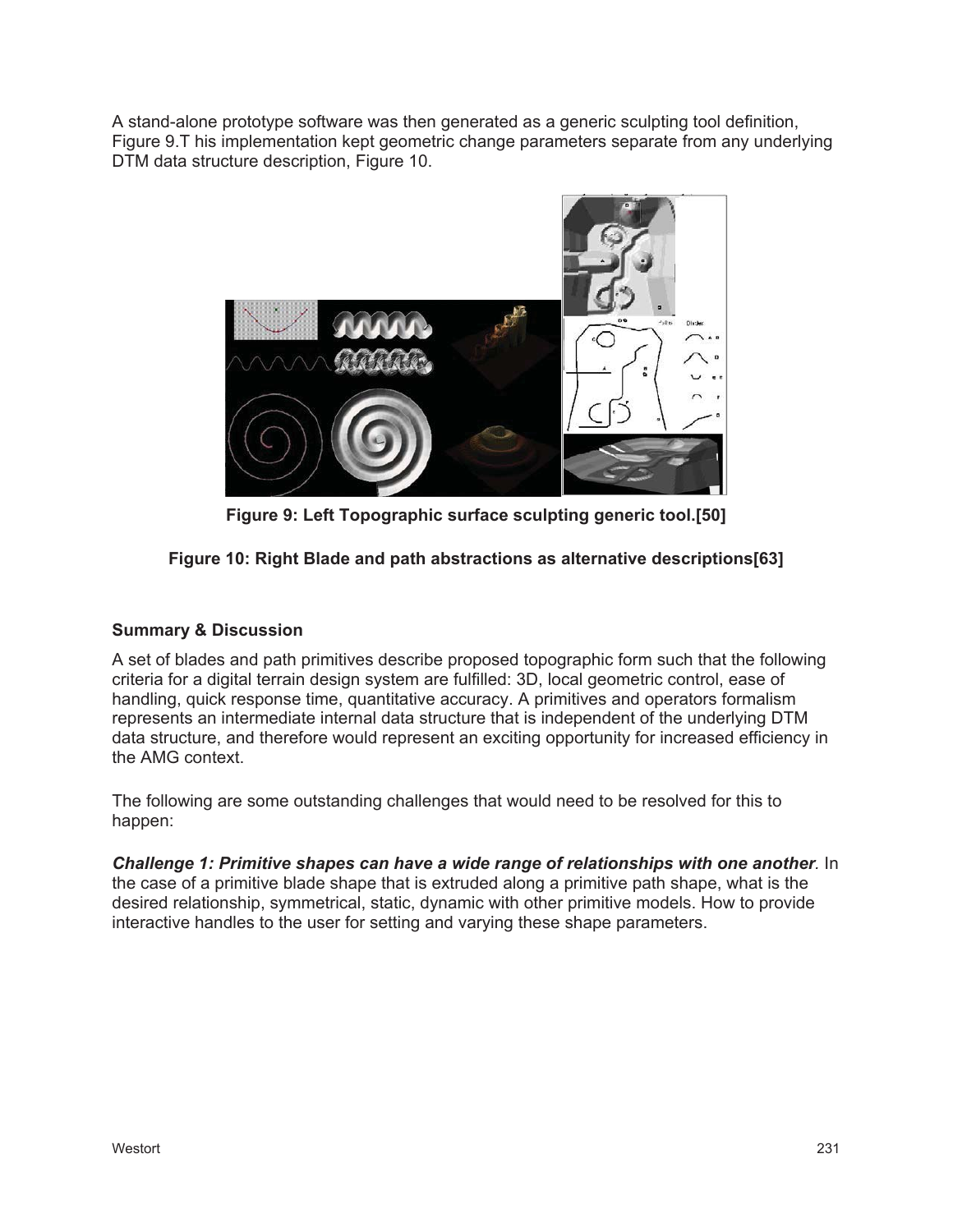A stand-alone prototype software was then generated as a generic sculpting tool definition, Figure 9.T his implementation kept geometric change parameters separate from any underlying DTM data structure description, Figure 10.

**Figure 9: Left Topographic surface sculpting generic tool.[50]**

**Figure 10: Right Blade and path abstractions as alternative descriptions[63]**

### Summary & Discussion

A set of blades and path primitives describe proposed topographic form such that the following criteria for a digital terrain design system are fulfilled: 3D, local geometric control, ease of handling, quick response time, quantitative accuracy. A primitives and operators formalism represents an intermediate internal data structure that is independent of the underlying DTM data structure, and therefore would represent an exciting opportunity for increased efficiency in the AMG context.

The following are some outstanding challenges that would need to be resolved for this to happen:

***Challenge 1: Primitive shapes can have a wide range of relationships with one another*.** In the case of a primitive blade shape that is extruded along a primitive path shape, what is the desired relationship, symmetrical, static, dynamic with other primitive models. How to provide interactive handles to the user for setting and varying these shape parameters.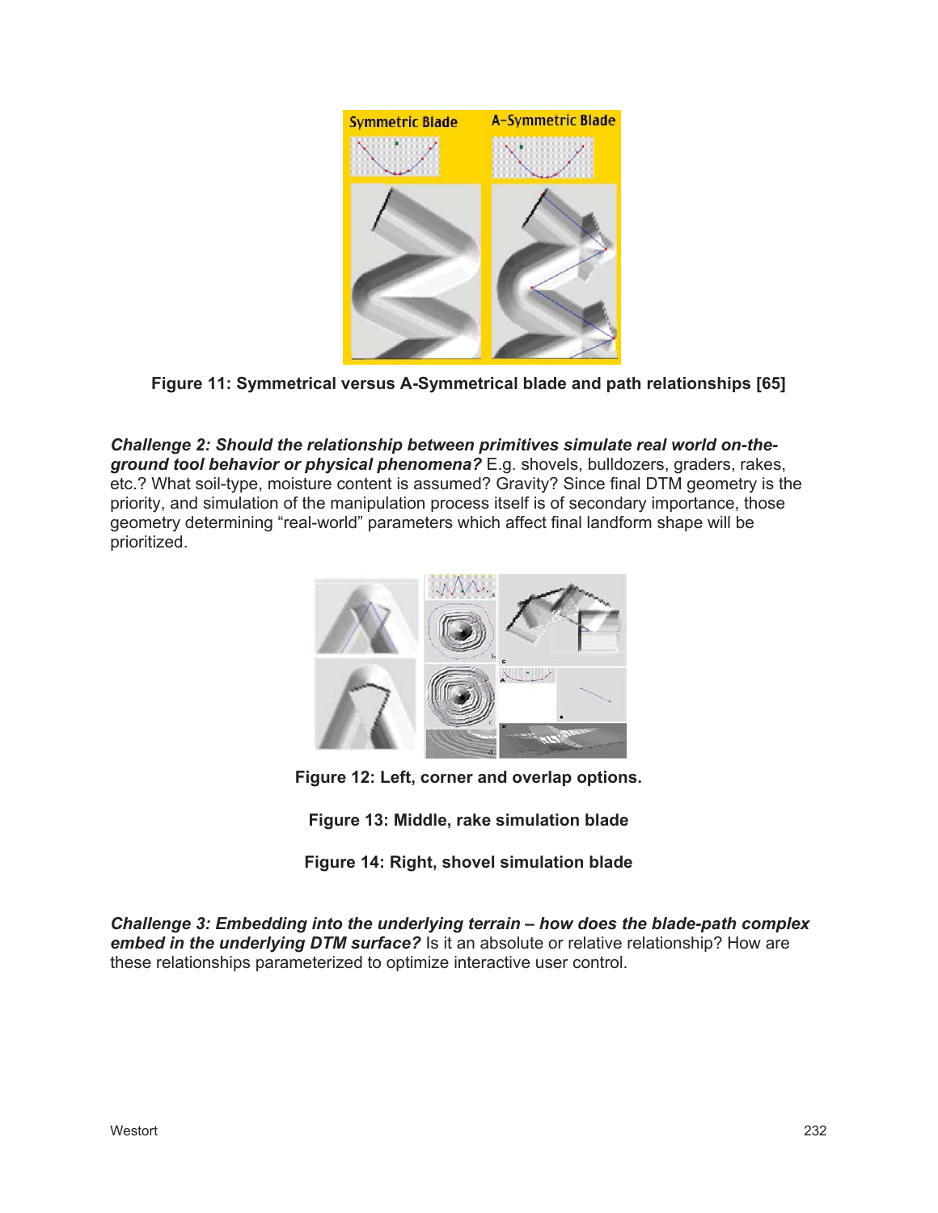Figure 11: Symmetrical versus A-Symmetrical blade and path relationships [65]

***Challenge 2: Should the relationship between primitives simulate real world on-the-ground tool behavior or physical phenomena?*** E.g. shovels, bulldozers, graders, rakes, etc.? What soil-type, moisture content is assumed? Gravity? Since final DTM geometry is the priority, and simulation of the manipulation process itself is of secondary importance, those geometry determining "real-world" parameters which affect final landform shape will be prioritized.

Figure 12: Left, corner and overlap options.

Figure 13: Middle, rake simulation blade

Figure 14: Right, shovel simulation blade

***Challenge 3: Embedding into the underlying terrain – how does the blade-path complex embed in the underlying DTM surface?*** Is it an absolute or relative relationship? How are these relationships parameterized to optimize interactive user control.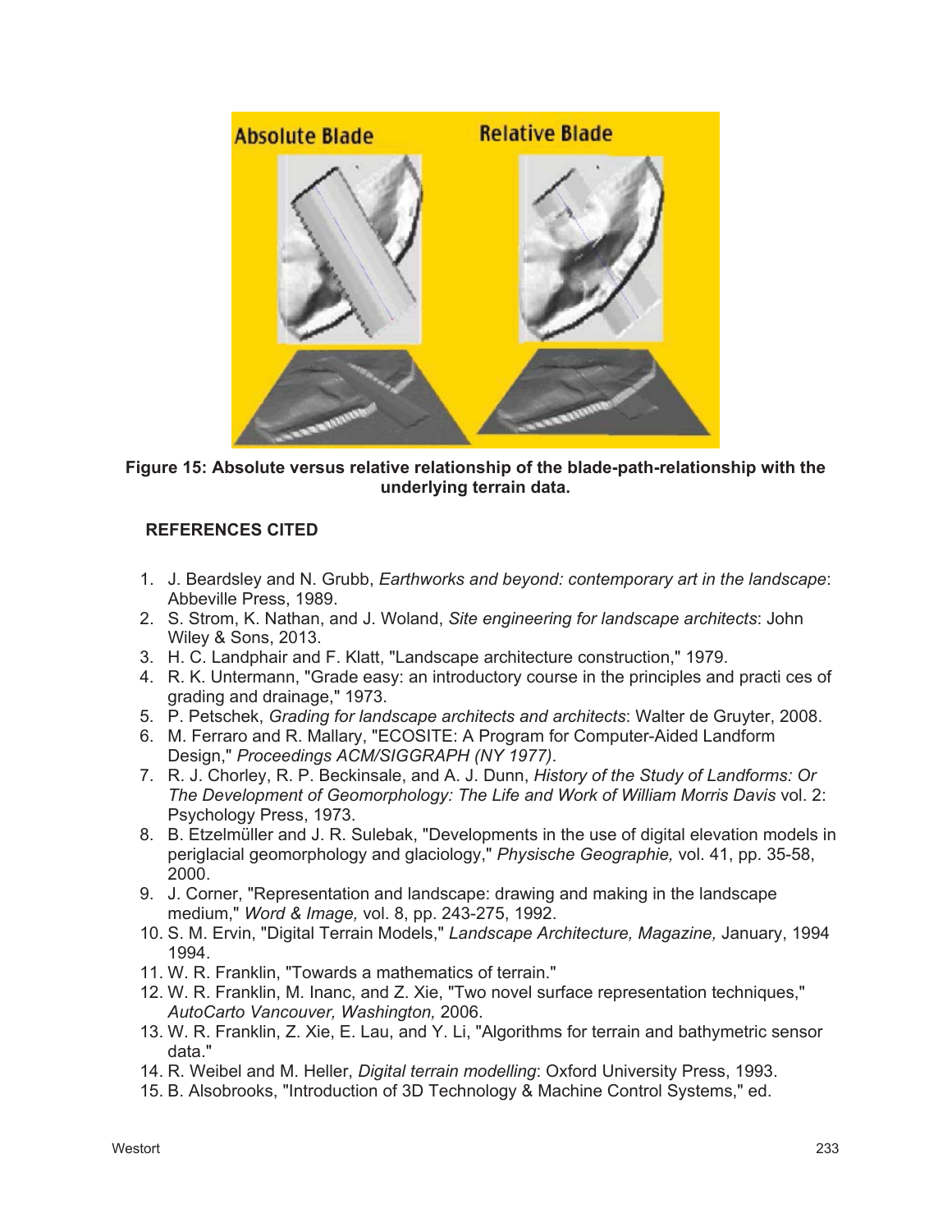**Figure 15: Absolute versus relative relationship of the blade-path-relationship with the underlying terrain data.**

## REFERENCES CITED

1. J. Beardsley and N. Grubb, *Earthworks and beyond: contemporary art in the landscape*: Abbeville Press, 1989.
2. S. Strom, K. Nathan, and J. Woland, *Site engineering for landscape architects*: John Wiley & Sons, 2013.
3. H. C. Landphair and F. Klatt, "Landscape architecture construction," 1979.
4. R. K. Untermann, "Grade easy: an introductory course in the principles and practi ces of grading and drainage," 1973.
5. P. Petschek, *Grading for landscape architects and architects*: Walter de Gruyter, 2008.
6. M. Ferraro and R. Mallary, "ECOSITE: A Program for Computer-Aided Landform Design," *Proceedings ACM/SIGGRAPH (NY 1977)*.
7. R. J. Chorley, R. P. Beckinsale, and A. J. Dunn, *History of the Study of Landforms: Or The Development of Geomorphology: The Life and Work of William Morris Davis* vol. 2: Psychology Press, 1973.
8. B. Etzelmüller and J. R. Sulebak, "Developments in the use of digital elevation models in periglacial geomorphology and glaciology," *Physische Geographie,* vol. 41, pp. 35-58, 2000.
9. J. Corner, "Representation and landscape: drawing and making in the landscape medium," *Word & Image,* vol. 8, pp. 243-275, 1992.
10. S. M. Ervin, "Digital Terrain Models," *Landscape Architecture, Magazine,* January, 1994 1994.
11. W. R. Franklin, "Towards a mathematics of terrain."
12. W. R. Franklin, M. Inanc, and Z. Xie, "Two novel surface representation techniques," *AutoCarto Vancouver, Washington,* 2006.
13. W. R. Franklin, Z. Xie, E. Lau, and Y. Li, "Algorithms for terrain and bathymetric sensor data."
14. R. Weibel and M. Heller, *Digital terrain modelling*: Oxford University Press, 1993.
15. B. Alsobrooks, "Introduction of 3D Technology & Machine Control Systems," ed.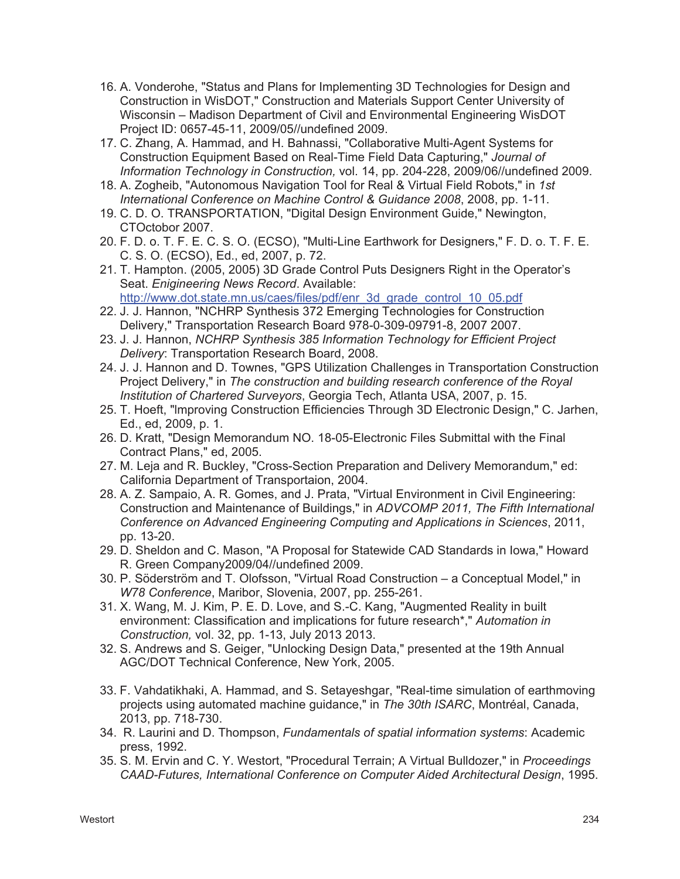16. A. Vonderohe, "Status and Plans for Implementing 3D Technologies for Design and Construction in WisDOT," Construction and Materials Support Center University of Wisconsin – Madison Department of Civil and Environmental Engineering WisDOT Project ID: 0657-45-11, 2009/05//undefined 2009.
17. C. Zhang, A. Hammad, and H. Bahnassi, "Collaborative Multi-Agent Systems for Construction Equipment Based on Real-Time Field Data Capturing," *Journal of Information Technology in Construction,* vol. 14, pp. 204-228, 2009/06//undefined 2009.
18. A. Zogheib, "Autonomous Navigation Tool for Real & Virtual Field Robots," in *1st International Conference on Machine Control & Guidance 2008*, 2008, pp. 1-11.
19. C. D. O. TRANSPORTATION, "Digital Design Environment Guide," Newington, CTOctobor 2007.
20. F. D. o. T. F. E. C. S. O. (ECSO), "Multi-Line Earthwork for Designers," F. D. o. T. F. E. C. S. O. (ECSO), Ed., ed, 2007, p. 72.
21. T. Hampton. (2005, 2005) 3D Grade Control Puts Designers Right in the Operator's Seat. *Enigineering News Record*. Available: http://www.dot.state.mn.us/caes/files/pdf/enr_3d_grade_control_10_05.pdf
22. J. J. Hannon, "NCHRP Synthesis 372 Emerging Technologies for Construction Delivery," Transportation Research Board 978-0-309-09791-8, 2007 2007.
23. J. J. Hannon, *NCHRP Synthesis 385 Information Technology for Efficient Project Delivery*: Transportation Research Board, 2008.
24. J. J. Hannon and D. Townes, "GPS Utilization Challenges in Transportation Construction Project Delivery," in *The construction and building research conference of the Royal Institution of Chartered Surveyors*, Georgia Tech, Atlanta USA, 2007, p. 15.
25. T. Hoeft, "Improving Construction Efficiencies Through 3D Electronic Design," C. Jarhen, Ed., ed, 2009, p. 1.
26. D. Kratt, "Design Memorandum NO. 18-05-Electronic Files Submittal with the Final Contract Plans," ed, 2005.
27. M. Leja and R. Buckley, "Cross-Section Preparation and Delivery Memorandum," ed: California Department of Transportaion, 2004.
28. A. Z. Sampaio, A. R. Gomes, and J. Prata, "Virtual Environment in Civil Engineering: Construction and Maintenance of Buildings," in *ADVCOMP 2011, The Fifth International Conference on Advanced Engineering Computing and Applications in Sciences*, 2011, pp. 13-20.
29. D. Sheldon and C. Mason, "A Proposal for Statewide CAD Standards in Iowa," Howard R. Green Company2009/04//undefined 2009.
30. P. Söderström and T. Olofsson, "Virtual Road Construction – a Conceptual Model," in *W78 Conference*, Maribor, Slovenia, 2007, pp. 255-261.
31. X. Wang, M. J. Kim, P. E. D. Love, and S.-C. Kang, "Augmented Reality in built environment: Classification and implications for future research*," *Automation in Construction,* vol. 32, pp. 1-13, July 2013 2013.
32. S. Andrews and S. Geiger, "Unlocking Design Data," presented at the 19th Annual AGC/DOT Technical Conference, New York, 2005.
33. F. Vahdatikhaki, A. Hammad, and S. Setayeshgar, "Real-time simulation of earthmoving projects using automated machine guidance," in *The 30th ISARC*, Montréal, Canada, 2013, pp. 718-730.
34. R. Laurini and D. Thompson, *Fundamentals of spatial information systems*: Academic press, 1992.
35. S. M. Ervin and C. Y. Westort, "Procedural Terrain; A Virtual Bulldozer," in *Proceedings CAAD-Futures, International Conference on Computer Aided Architectural Design*, 1995.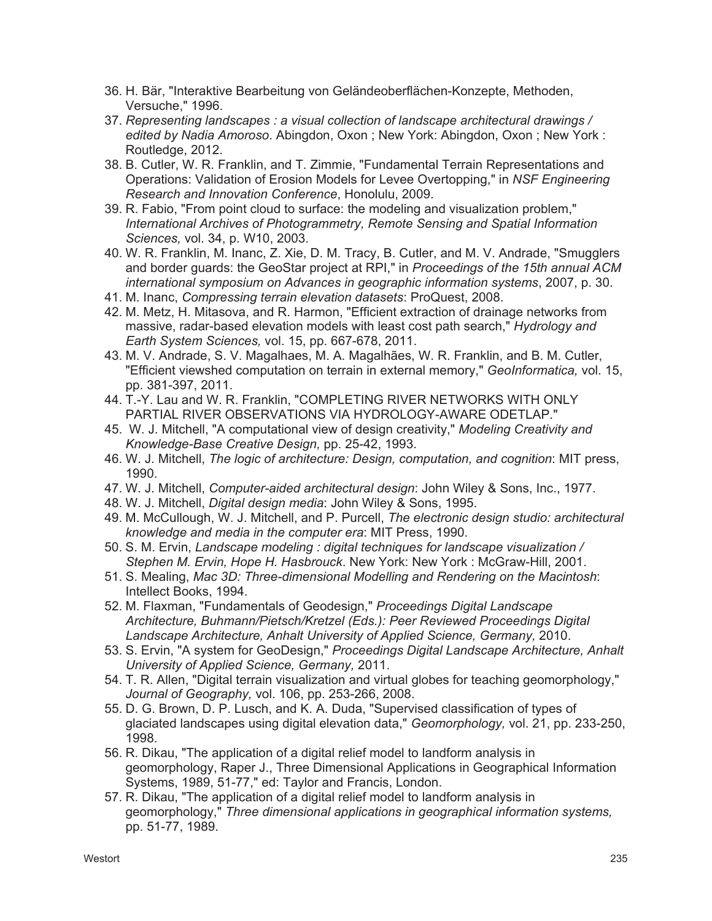36. H. Bär, "Interaktive Bearbeitung von Geländeoberflächen-Konzepte, Methoden, Versuche," 1996.
37. *Representing landscapes : a visual collection of landscape architectural drawings / edited by Nadia Amoroso*. Abingdon, Oxon ; New York: Abingdon, Oxon ; New York : Routledge, 2012.
38. B. Cutler, W. R. Franklin, and T. Zimmie, "Fundamental Terrain Representations and Operations: Validation of Erosion Models for Levee Overtopping," in *NSF Engineering Research and Innovation Conference*, Honolulu, 2009.
39. R. Fabio, "From point cloud to surface: the modeling and visualization problem," *International Archives of Photogrammetry, Remote Sensing and Spatial Information Sciences,* vol. 34, p. W10, 2003.
40. W. R. Franklin, M. Inanc, Z. Xie, D. M. Tracy, B. Cutler, and M. V. Andrade, "Smugglers and border guards: the GeoStar project at RPI," in *Proceedings of the 15th annual ACM international symposium on Advances in geographic information systems*, 2007, p. 30.
41. M. Inanc, *Compressing terrain elevation datasets*: ProQuest, 2008.
42. M. Metz, H. Mitasova, and R. Harmon, "Efficient extraction of drainage networks from massive, radar-based elevation models with least cost path search," *Hydrology and Earth System Sciences,* vol. 15, pp. 667-678, 2011.
43. M. V. Andrade, S. V. Magalhaes, M. A. Magalhães, W. R. Franklin, and B. M. Cutler, "Efficient viewshed computation on terrain in external memory," *GeoInformatica,* vol. 15, pp. 381-397, 2011.
44. T.-Y. Lau and W. R. Franklin, "COMPLETING RIVER NETWORKS WITH ONLY PARTIAL RIVER OBSERVATIONS VIA HYDROLOGY-AWARE ODETLAP."
45. W. J. Mitchell, "A computational view of design creativity," *Modeling Creativity and Knowledge-Base Creative Design,* pp. 25-42, 1993.
46. W. J. Mitchell, *The logic of architecture: Design, computation, and cognition*: MIT press, 1990.
47. W. J. Mitchell, *Computer-aided architectural design*: John Wiley & Sons, Inc., 1977.
48. W. J. Mitchell, *Digital design media*: John Wiley & Sons, 1995.
49. M. McCullough, W. J. Mitchell, and P. Purcell, *The electronic design studio: architectural knowledge and media in the computer era*: MIT Press, 1990.
50. S. M. Ervin, *Landscape modeling : digital techniques for landscape visualization / Stephen M. Ervin, Hope H. Hasbrouck*. New York: New York : McGraw-Hill, 2001.
51. S. Mealing, *Mac 3D: Three-dimensional Modelling and Rendering on the Macintosh*: Intellect Books, 1994.
52. M. Flaxman, "Fundamentals of Geodesign," *Proceedings Digital Landscape Architecture, Buhmann/Pietsch/Kretzel (Eds.): Peer Reviewed Proceedings Digital Landscape Architecture, Anhalt University of Applied Science, Germany,* 2010.
53. S. Ervin, "A system for GeoDesign," *Proceedings Digital Landscape Architecture, Anhalt University of Applied Science, Germany,* 2011.
54. T. R. Allen, "Digital terrain visualization and virtual globes for teaching geomorphology," *Journal of Geography,* vol. 106, pp. 253-266, 2008.
55. D. G. Brown, D. P. Lusch, and K. A. Duda, "Supervised classification of types of glaciated landscapes using digital elevation data," *Geomorphology,* vol. 21, pp. 233-250, 1998.
56. R. Dikau, "The application of a digital relief model to landform analysis in geomorphology, Raper J., Three Dimensional Applications in Geographical Information Systems, 1989, 51-77," ed: Taylor and Francis, London.
57. R. Dikau, "The application of a digital relief model to landform analysis in geomorphology," *Three dimensional applications in geographical information systems,* pp. 51-77, 1989.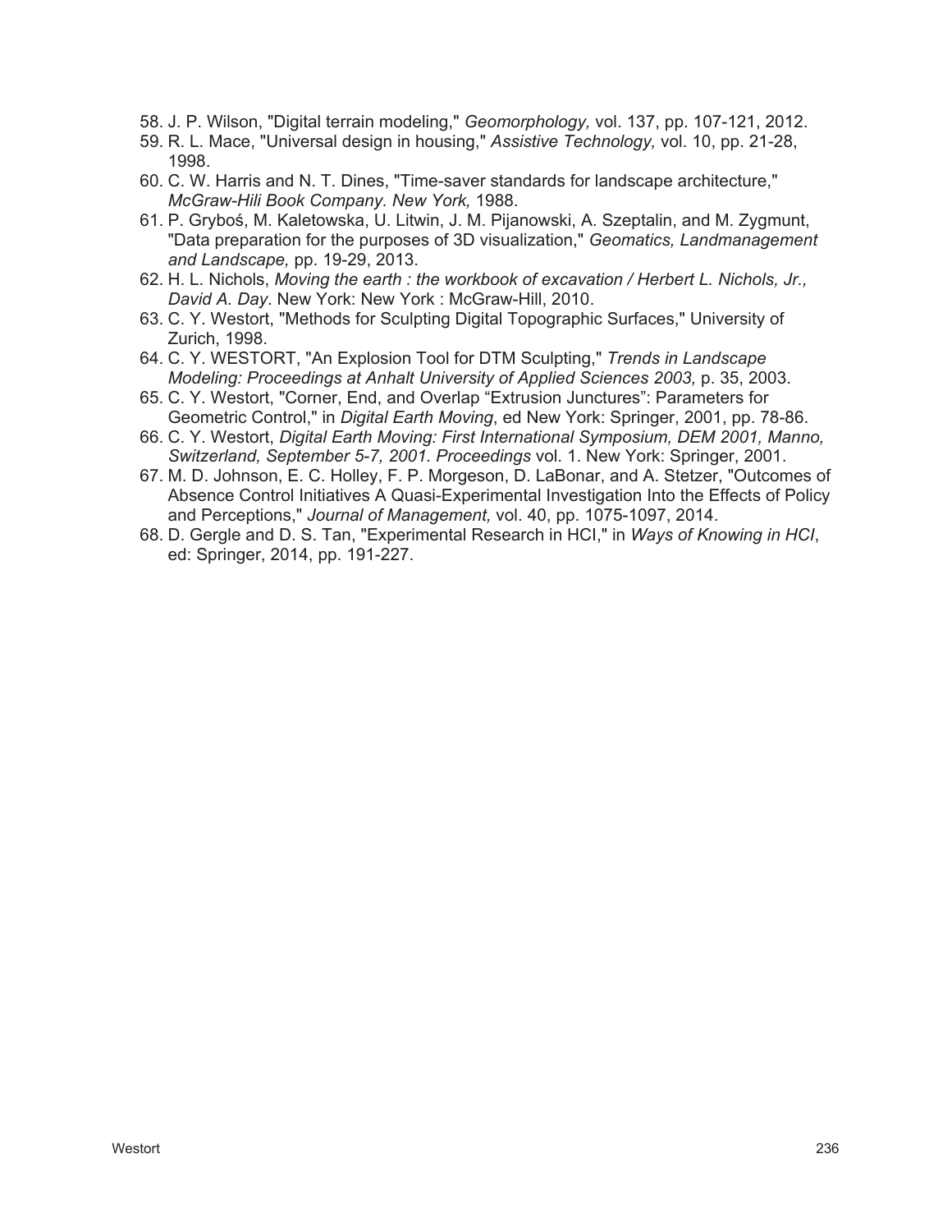58. J. P. Wilson, "Digital terrain modeling," *Geomorphology,* vol. 137, pp. 107-121, 2012.
59. R. L. Mace, "Universal design in housing," *Assistive Technology,* vol. 10, pp. 21-28, 1998.
60. C. W. Harris and N. T. Dines, "Time-saver standards for landscape architecture," *McGraw-Hili Book Company. New York,* 1988.
61. P. Gryboś, M. Kaletowska, U. Litwin, J. M. Pijanowski, A. Szeptalin, and M. Zygmunt, "Data preparation for the purposes of 3D visualization," *Geomatics, Landmanagement and Landscape,* pp. 19-29, 2013.
62. H. L. Nichols, *Moving the earth : the workbook of excavation / Herbert L. Nichols, Jr., David A. Day*. New York: New York : McGraw-Hill, 2010.
63. C. Y. Westort, "Methods for Sculpting Digital Topographic Surfaces," University of Zurich, 1998.
64. C. Y. WESTORT, "An Explosion Tool for DTM Sculpting," *Trends in Landscape Modeling: Proceedings at Anhalt University of Applied Sciences 2003,* p. 35, 2003.
65. C. Y. Westort, "Corner, End, and Overlap "Extrusion Junctures": Parameters for Geometric Control," in *Digital Earth Moving*, ed New York: Springer, 2001, pp. 78-86.
66. C. Y. Westort, *Digital Earth Moving: First International Symposium, DEM 2001, Manno, Switzerland, September 5-7, 2001. Proceedings* vol. 1. New York: Springer, 2001.
67. M. D. Johnson, E. C. Holley, F. P. Morgeson, D. LaBonar, and A. Stetzer, "Outcomes of Absence Control Initiatives A Quasi-Experimental Investigation Into the Effects of Policy and Perceptions," *Journal of Management,* vol. 40, pp. 1075-1097, 2014.
68. D. Gergle and D. S. Tan, "Experimental Research in HCI," in *Ways of Knowing in HCI*, ed: Springer, 2014, pp. 191-227.